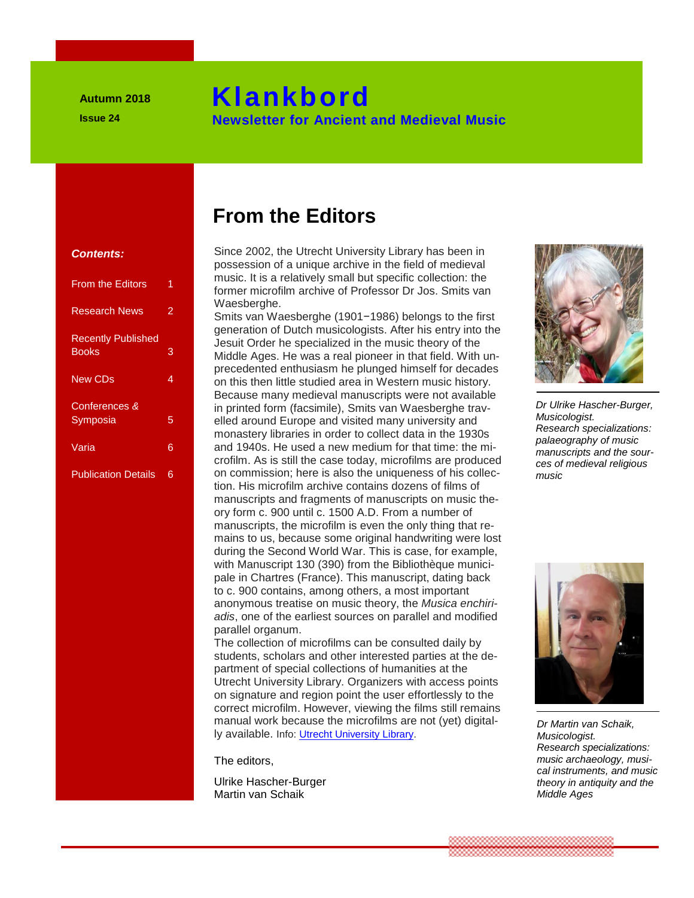Autumn 2018

Issue 24

# Klankbord

**Newsletter for Ancient and Medieval Music**

***Contents:***

| | |
|---|---|
| From the Editors | 1 |
| Research News | 2 |
| Recently Published Books | 3 |
| New CDs | 4 |
| Conferences & Symposia | 5 |
| Varia | 6 |
| Publication Details | 6 |

## From the Editors

Since 2002, the Utrecht University Library has been in possession of a unique archive in the field of medieval music. It is a relatively small but specific collection: the former microfilm archive of Professor Dr Jos. Smits van Waesberghe.

Smits van Waesberghe (1901−1986) belongs to the first generation of Dutch musicologists. After his entry into the Jesuit Order he specialized in the music theory of the Middle Ages. He was a real pioneer in that field. With unprecedented enthusiasm he plunged himself for decades on this then little studied area in Western music history. Because many medieval manuscripts were not available in printed form (facsimile), Smits van Waesberghe travelled around Europe and visited many university and monastery libraries in order to collect data in the 1930s and 1940s. He used a new medium for that time: the microfilm. As is still the case today, microfilms are produced on commission; here is also the uniqueness of his collection. His microfilm archive contains dozens of films of manuscripts and fragments of manuscripts on music theory form c. 900 until c. 1500 A.D. From a number of manuscripts, the microfilm is even the only thing that remains to us, because some original handwriting were lost during the Second World War. This is case, for example, with Manuscript 130 (390) from the Bibliothèque municipale in Chartres (France). This manuscript, dating back to c. 900 contains, among others, a most important anonymous treatise on music theory, the *Musica enchiriadis*, one of the earliest sources on parallel and modified parallel organum.

The collection of microfilms can be consulted daily by students, scholars and other interested parties at the department of special collections of humanities at the Utrecht University Library. Organizers with access points on signature and region point the user effortlessly to the correct microfilm. However, viewing the films still remains manual work because the microfilms are not (yet) digitally available. Info: Utrecht University Library.

The editors,

Ulrike Hascher-Burger
Martin van Schaik

*Dr Ulrike Hascher-Burger, Musicologist. Research specializations: palaeography of music manuscripts and the sources of medieval religious music*

*Dr Martin van Schaik, Musicologist. Research specializations: music archaeology, musical instruments, and music theory in antiquity and the Middle Ages*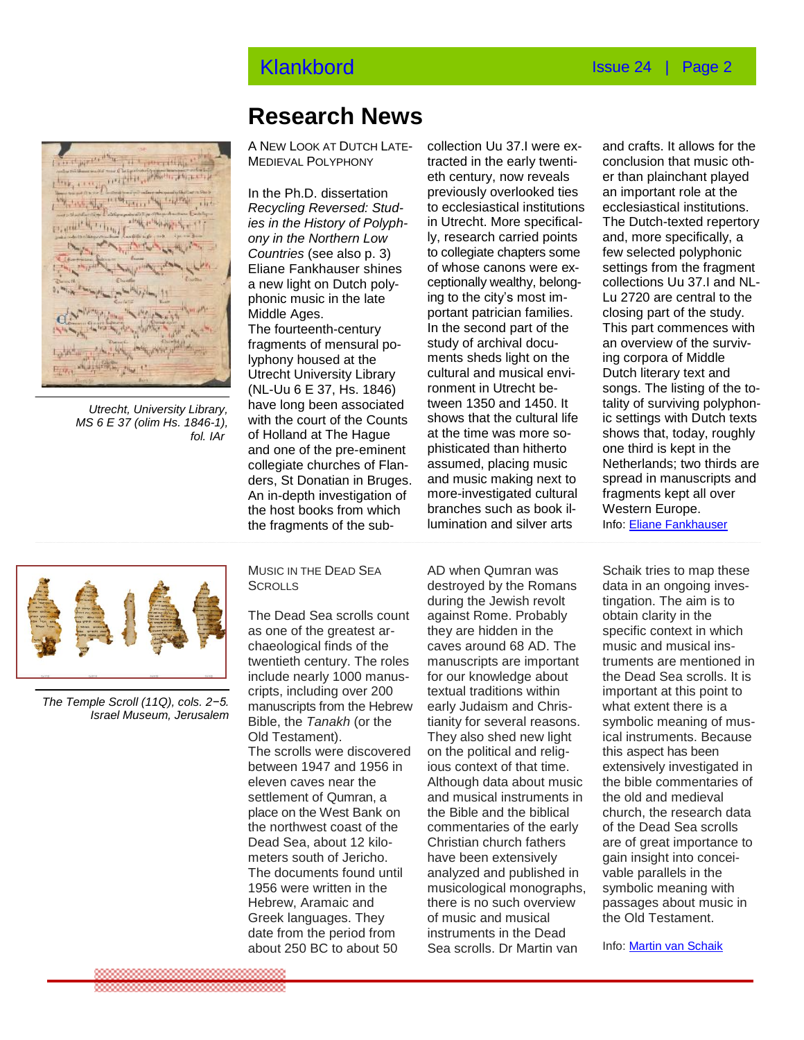## Research News

A New Look at Dutch Late-Medieval Polyphony

In the Ph.D. dissertation *Recycling Reversed: Studies in the History of Polyphony in the Northern Low Countries* (see also p. 3) Eliane Fankhauser shines a new light on Dutch polyphonic music in the late Middle Ages.
The fourteenth-century fragments of mensural polyphony housed at the Utrecht University Library (NL-Uu 6 E 37, Hs. 1846) have long been associated with the court of the Counts of Holland at The Hague and one of the pre-eminent collegiate churches of Flanders, St Donatian in Bruges. An in-depth investigation of the host books from which the fragments of the subcollection Uu 37.I were extracted in the early twentieth century, now reveals previously overlooked ties to ecclesiastical institutions in Utrecht. More specifically, research carried points to collegiate chapters some of whose canons were exceptionally wealthy, belonging to the city's most important patrician families. In the second part of the study of archival documents sheds light on the cultural and musical environment in Utrecht between 1350 and 1450. It shows that the cultural life at the time was more sophisticated than hitherto assumed, placing music and music making next to more-investigated cultural branches such as book illumination and silver arts and crafts. It allows for the conclusion that music other than plainchant played an important role at the ecclesiastical institutions. The Dutch-texted repertory and, more specifically, a few selected polyphonic settings from the fragment collections Uu 37.I and NL-Lu 2720 are central to the closing part of the study. This part commences with an overview of the surviving corpora of Middle Dutch literary text and songs. The listing of the totality of surviving polyphonic settings with Dutch texts shows that, today, roughly one third is kept in the Netherlands; two thirds are spread in manuscripts and fragments kept all over Western Europe.

Info: Eliane Fankhauser

*Utrecht, University Library, MS 6 E 37 (olim Hs. 1846-1), fol. IAr*

Music in the Dead Sea Scrolls

The Dead Sea scrolls count as one of the greatest archaeological finds of the twentieth century. The roles include nearly 1000 manuscripts, including over 200 manuscripts from the Hebrew Bible, the *Tanakh* (or the Old Testament).
The scrolls were discovered between 1947 and 1956 in eleven caves near the settlement of Qumran, a place on the West Bank on the northwest coast of the Dead Sea, about 12 kilometers south of Jericho. The documents found until 1956 were written in the Hebrew, Aramaic and Greek languages. They date from the period from about 250 BC to about 50 AD when Qumran was destroyed by the Romans during the Jewish revolt against Rome. Probably they are hidden in the caves around 68 AD. The manuscripts are important for our knowledge about textual traditions within early Judaism and Christianity for several reasons. They also shed new light on the political and religious context of that time. Although data about music and musical instruments in the Bible and the biblical commentaries of the early Christian church fathers have been extensively analyzed and published in musicological monographs, there is no such overview of music and musical instruments in the Dead Sea scrolls. Dr Martin van Schaik tries to map these data in an ongoing investingation. The aim is to obtain clarity in the specific context in which music and musical instruments are mentioned in the Dead Sea scrolls. It is important at this point to what extent there is a symbolic meaning of musical instruments. Because this aspect has been extensively investigated in the bible commentaries of the old and medieval church, the research data of the Dead Sea scrolls are of great importance to gain insight into conceivable parallels in the symbolic meaning with passages about music in the Old Testament.

Info: Martin van Schaik

*The Temple Scroll (11Q), cols. 2−5. Israel Museum, Jerusalem*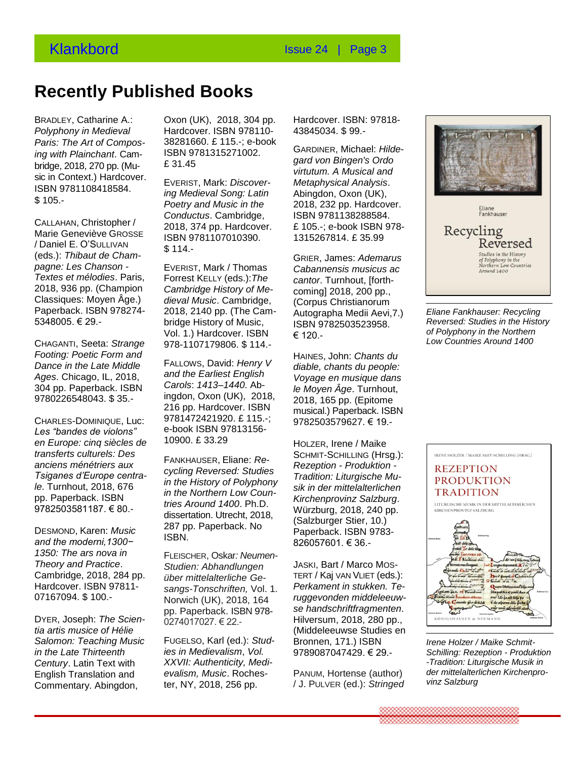# Recently Published Books

BRADLEY, Catharine A.: *Polyphony in Medieval Paris: The Art of Composing with Plainchant*. Cambridge, 2018, 270 pp. (Music in Context.) Hardcover. ISBN 9781108418584. $ 105.-

CALLAHAN, Christopher / Marie Geneviève GROSSE / Daniel E. O'SULLIVAN (eds.): *Thibaut de Champagne: Les Chanson - Textes et mélodies*. Paris, 2018, 936 pp. (Champion Classiques: Moyen Âge.) Paperback. ISBN 978274-5348005. € 29.-

CHAGANTI, Seeta: *Strange Footing: Poetic Form and Dance in the Late Middle Ages*. Chicago, IL, 2018, 304 pp. Paperback. ISBN 9780226548043. $ 35.-

CHARLES-DOMINIQUE, Luc: *Les "bandes de violons" en Europe: cinq siècles de transferts culturels: Des anciens ménétriers aux Tsiganes d'Europe centrale*. Turnhout, 2018, 676 pp. Paperback. ISBN 9782503581187. € 80.-

DESMOND, Karen: *Music and the moderni,1300−1350: The ars nova in Theory and Practice*. Cambridge, 2018, 284 pp. Hardcover. ISBN 97811-07167094. $ 100.-

DYER, Joseph: *The Scientia artis musice of Hélie Salomon: Teaching Music in the Late Thirteenth Century*. Latin Text with English Translation and Commentary. Abingdon, Oxon (UK), 2018, 304 pp. Hardcover. ISBN 978110-38281660. £ 115.-; e-book ISBN 9781315271002. £ 31.45

EVERIST, Mark: *Discovering Medieval Song: Latin Poetry and Music in the Conductus*. Cambridge, 2018, 374 pp. Hardcover. ISBN 9781107010390. $ 114.-

EVERIST, Mark / Thomas Forrest KELLY (eds.):*The Cambridge History of Medieval Music*. Cambridge, 2018, 2140 pp. (The Cambridge History of Music, Vol. 1.) Hardcover. ISBN 978-1107179806. $ 114.-

FALLOWS, David: *Henry V and the Earliest English Carols*: *1413–1440*. Abingdon, Oxon (UK), 2018, 216 pp. Hardcover. ISBN 9781472421920. £ 115.-; e-book ISBN 97813156-10900. £ 33.29

FANKHAUSER, Eliane: *Recycling Reversed: Studies in the History of Polyphony in the Northern Low Countries Around 1400*. Ph.D. dissertation. Utrecht, 2018, 287 pp. Paperback. No ISBN.

FLEISCHER, Oskar*: Neumen-Studien: Abhandlungen über mittelalterliche Gesangs-Tonschriften,* Vol. 1. Norwich (UK), 2018, 164 pp. Paperback. ISBN 978-0274017027. € 22.-

FUGELSO, Karl (ed.): *Studies in Medievalism*, *Vol. XXVII: Authenticity, Medievalism, Music*. Rochester, NY, 2018, 256 pp. Hardcover. ISBN: 97818-43845034. $ 99.-

GARDINER, Michael: *Hildegard von Bingen's Ordo virtutum. A Musical and Metaphysical Analysis*. Abingdon, Oxon (UK), 2018, 232 pp. Hardcover. ISBN 9781138288584. £ 105.-; e-book ISBN 978-1315267814. £ 35.99

GRIER, James: *Ademarus Cabannensis musicus ac cantor*. Turnhout, [forthcoming] 2018, 200 pp., (Corpus Christianorum Autographa Medii Aevi,7.) ISBN 9782503523958. € 120.-

HAINES, John: *Chants du diable, chants du people: Voyage en musique dans le Moyen Âge*. Turnhout, 2018, 165 pp. (Epitome musical.) Paperback. ISBN 9782503579627. € 19.-

HOLZER, Irene / Maike SCHMIT-SCHILLING (Hrsg.): *Rezeption - Produktion - Tradition: Liturgische Musik in der mittelalterlichen Kirchenprovinz Salzburg*. Würzburg, 2018, 240 pp. (Salzburger Stier, 10.) Paperback. ISBN 9783-826057601. € 36.-

JASKI, Bart / Marco MOSTERT / Kaj VAN VLIET (eds.): *Perkament in stukken. Teruggevonden middeleeuwse handschriftfragmenten*. Hilversum, 2018, 280 pp., (Middeleeuwse Studies en Bronnen, 171.) ISBN 9789087047429. € 29.-

PANUM, Hortense (author) / J. PULVER (ed.): *Stringed*

*Eliane Fankhauser: Recycling Reversed: Studies in the History of Polyphony in the Northern Low Countries Around 1400*

*Irene Holzer / Maike Schmit-Schilling: Rezeption - Produktion -Tradition: Liturgische Musik in der mittelalterlichen Kirchenprovinz Salzburg*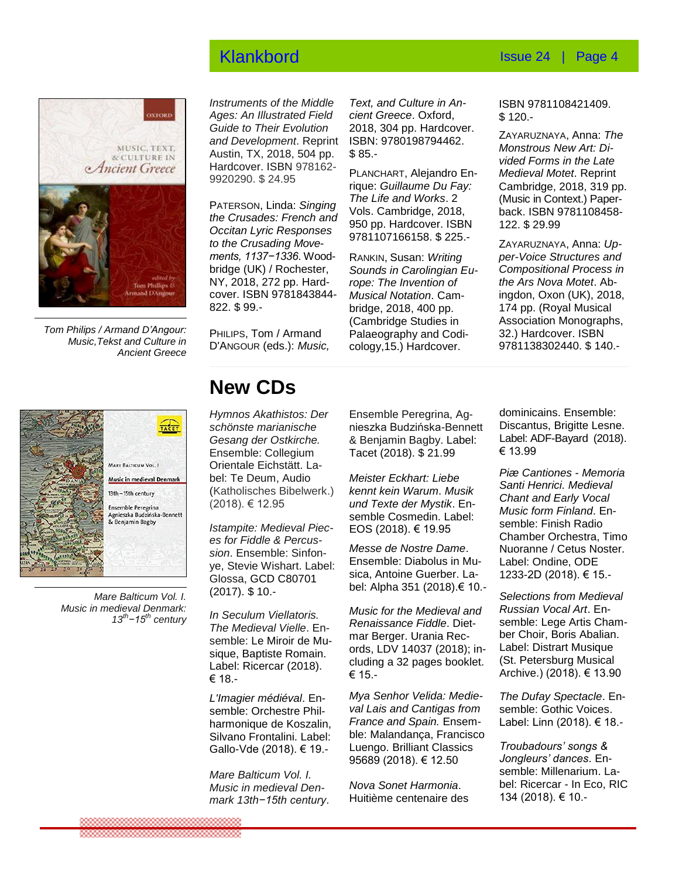*Instruments of the Middle Ages: An Illustrated Field Guide to Their Evolution and Development*. Reprint Austin, TX, 2018, 504 pp. Hardcover. ISBN 978162-9920290. $ 24.95

PATERSON, Linda: *Singing the Crusades: French and Occitan Lyric Responses to the Crusading Movements, 1137−1336.* Woodbridge (UK) / Rochester, NY, 2018, 272 pp. Hardcover. ISBN 9781843844-822. $ 99.-

PHILIPS, Tom / Armand D'ANGOUR (eds.): *Music, Text, and Culture in Ancient Greece*. Oxford, 2018, 304 pp. Hardcover. ISBN: 9780198794462. $ 85.-

PLANCHART, Alejandro Enrique: *Guillaume Du Fay: The Life and Works*. 2 Vols. Cambridge, 2018, 950 pp. Hardcover. ISBN 9781107166158. $ 225.-

RANKIN, Susan: *Writing Sounds in Carolingian Europe: The Invention of Musical Notation*. Cambridge, 2018, 400 pp. (Cambridge Studies in Palaeography and Codicology,15.) Hardcover. ISBN 9781108421409. $ 120.-

ZAYARUZNAYA, Anna: *The Monstrous New Art: Divided Forms in the Late Medieval Motet*. Reprint Cambridge, 2018, 319 pp. (Music in Context.) Paperback. ISBN 9781108458-122. $ 29.99

ZAYARUZNAYA, Anna: *Upper-Voice Structures and Compositional Process in the Ars Nova Motet*. Abingdon, Oxon (UK), 2018, 174 pp. (Royal Musical Association Monographs, 32.) Hardcover. ISBN 9781138302440. $ 140.-

*Tom Philips / Armand D'Angour: Music,Tekst and Culture in Ancient Greece*

## New CDs

*Hymnos Akathistos: Der schönste marianische Gesang der Ostkirche.* Ensemble: Collegium Orientale Eichstätt. Label: Te Deum, Audio (Katholisches Bibelwerk.) (2018). € 12.95

*Istampite: Medieval Pieces for Fiddle & Percussion*. Ensemble: Sinfonye, Stevie Wishart. Label: Glossa, GCD C80701 (2017). $ 10.-

*In Seculum Viellatoris. The Medieval Vielle*. Ensemble: Le Miroir de Musique, Baptiste Romain. Label: Ricercar (2018). € 18.-

*L'Imagier médiéval*. Ensemble: Orchestre Philharmonique de Koszalin, Silvano Frontalini. Label: Gallo-Vde (2018). € 19.-

*Mare Balticum Vol. I. Music in medieval Denmark 13th−15th century*. Ensemble Peregrina, Agnieszka Budzińska-Bennett & Benjamin Bagby. Label: Tacet (2018). $ 21.99

*Meister Eckhart: Liebe kennt kein Warum*. *Musik und Texte der Mystik*. Ensemble Cosmedin. Label: EOS (2018). € 19.95

*Messe de Nostre Dame*. Ensemble: Diabolus in Musica, Antoine Guerber. Label: Alpha 351 (2018).€ 10.-

*Music for the Medieval and Renaissance Fiddle*. Dietmar Berger. Urania Records, LDV 14037 (2018); including a 32 pages booklet. € 15.-

*Mya Senhor Velida: Medieval Lais and Cantigas from France and Spain.* Ensemble: Malandança, Francisco Luengo. Brilliant Classics 95689 (2018). € 12.50

*Nova Sonet Harmonia*. Huitième centenaire des dominicains. Ensemble: Discantus, Brigitte Lesne. Label: ADF-Bayard (2018). € 13.99

*Piæ Cantiones - Memoria Santi Henrici. Medieval Chant and Early Vocal Music form Finland*. Ensemble: Finish Radio Chamber Orchestra, Timo Nuoranne / Cetus Noster. Label: Ondine, ODE 1233-2D (2018). € 15.-

*Selections from Medieval Russian Vocal Art*. Ensemble: Lege Artis Chamber Choir, Boris Abalian. Label: Distrart Musique (St. Petersburg Musical Archive.) (2018). € 13.90

*The Dufay Spectacle*. Ensemble: Gothic Voices. Label: Linn (2018). € 18.-

*Troubadours' songs & Jongleurs' dances*. Ensemble: Millenarium. Label: Ricercar - In Eco, RIC 134 (2018). € 10.-

*Mare Balticum Vol. I. Music in medieval Denmark: 13th−15th century*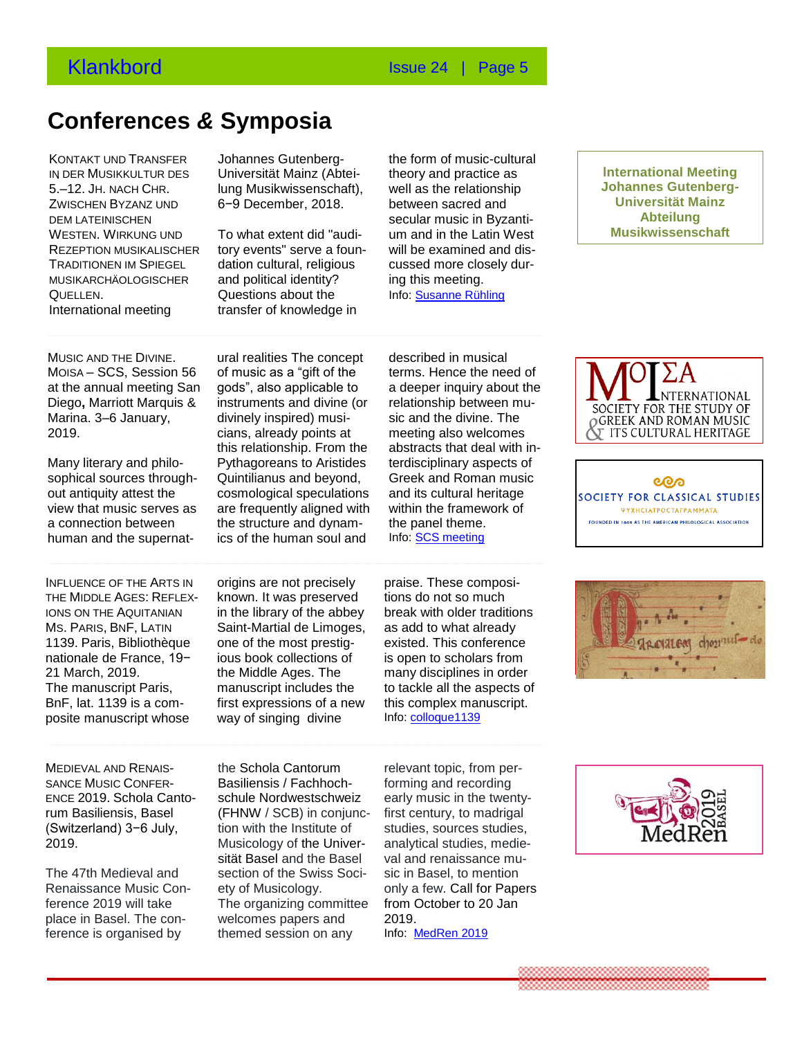# Conferences & Symposia

KONTAKT UND TRANSFER IN DER MUSIKKULTUR DES 5.–12. JH. NACH CHR. ZWISCHEN BYZANZ UND DEM LATEINISCHEN WESTEN. WIRKUNG UND REZEPTION MUSIKALISCHER TRADITIONEN IM SPIEGEL MUSIKARCHÄOLOGISCHER QUELLEN.
International meeting Johannes Gutenberg-Universität Mainz (Abteilung Musikwissenschaft), 6−9 December, 2018.

To what extent did "auditory events" serve a foundation cultural, religious and political identity? Questions about the transfer of knowledge in the form of music-cultural theory and practice as well as the relationship between sacred and secular music in Byzantium and in the Latin West will be examined and discussed more closely during this meeting.
Info: Susanne Rühling

**International Meeting Johannes Gutenberg-Universität Mainz Abteilung Musikwissenschaft**

MUSIC AND THE DIVINE. MOISA – SCS, Session 56 at the annual meeting San Diego**,** Marriott Marquis & Marina. 3–6 January, 2019.

Many literary and philosophical sources throughout antiquity attest the view that music serves as a connection between human and the supernatural realities The concept of music as a "gift of the gods", also applicable to instruments and divine (or divinely inspired) musicians, already points at this relationship. From the Pythagoreans to Aristides Quintilianus and beyond, cosmological speculations are frequently aligned with the structure and dynamics of the human soul and described in musical terms. Hence the need of a deeper inquiry about the relationship between music and the divine. The meeting also welcomes abstracts that deal with interdisciplinary aspects of Greek and Roman music and its cultural heritage within the framework of the panel theme.
Info: SCS meeting

INFLUENCE OF THE ARTS IN THE MIDDLE AGES: REFLEXIONS ON THE AQUITANIAN MS. PARIS, BNF, LATIN 1139. Paris, Bibliothèque nationale de France, 19−21 March, 2019.
The manuscript Paris, BnF, lat. 1139 is a composite manuscript whose origins are not precisely known. It was preserved in the library of the abbey Saint-Martial de Limoges, one of the most prestigious book collections of the Middle Ages. The manuscript includes the first expressions of a new way of singing divine praise. These compositions do not so much break with older traditions as add to what already existed. This conference is open to scholars from many disciplines in order to tackle all the aspects of this complex manuscript.
Info: colloque1139

MEDIEVAL AND RENAISSANCE MUSIC CONFERENCE 2019. Schola Cantorum Basiliensis, Basel (Switzerland) 3−6 July, 2019.

The 47th Medieval and Renaissance Music Conference 2019 will take place in Basel. The conference is organised by the Schola Cantorum Basiliensis / Fachhochschule Nordwestschweiz (FHNW / SCB) in conjunction with the Institute of Musicology of the Universität Basel and the Basel section of the Swiss Society of Musicology.
The organizing committee welcomes papers and themed session on any relevant topic, from performing and recording early music in the twenty-first century, to madrigal studies, sources studies, analytical studies, medieval and renaissance music in Basel, to mention only a few. Call for Papers from October to 20 Jan 2019.
Info: MedRen 2019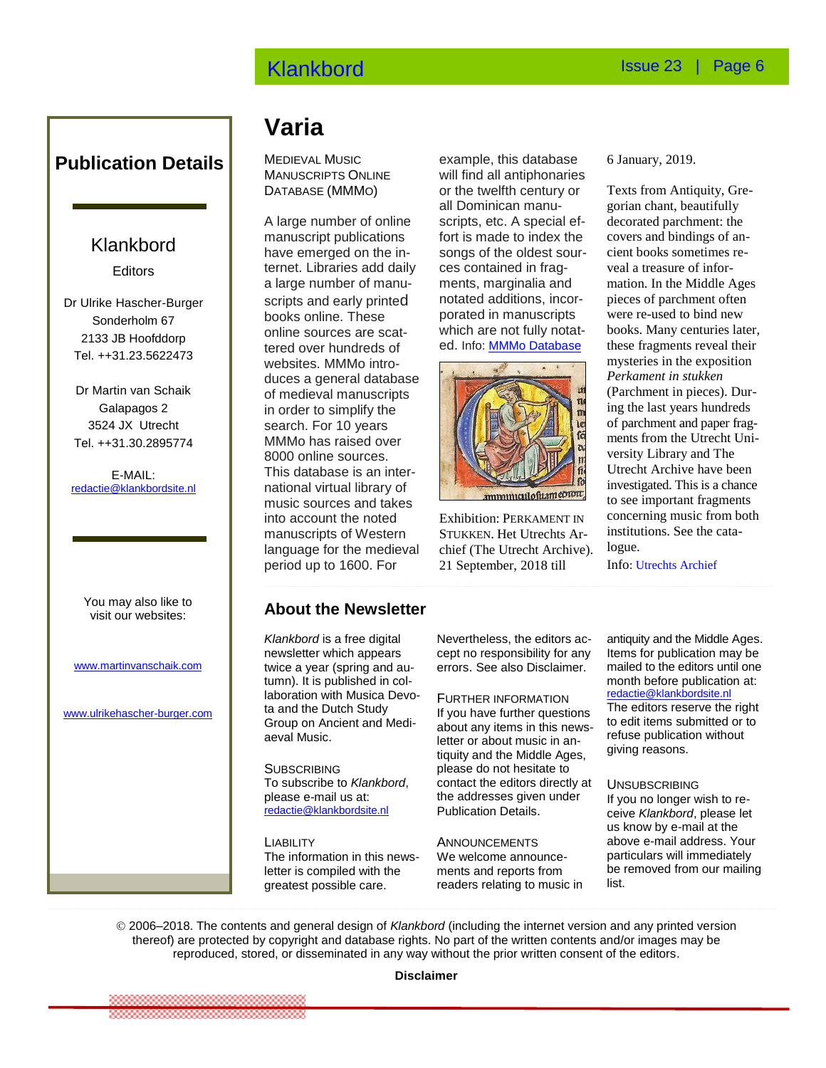## Publication Details

Klankbord

Editors

Dr Ulrike Hascher-Burger
Sonderholm 67
2133 JB Hoofddorp
Tel. ++31.23.5622473

Dr Martin van Schaik
Galapagos 2
3524 JX Utrecht
Tel. ++31.30.2895774

E-MAIL:
redactie@klankbordsite.nl

You may also like to visit our websites:

www.martinvanschaik.com

www.ulrikehascher-burger.com

# Varia

MEDIEVAL MUSIC MANUSCRIPTS ONLINE DATABASE (MMMO)

A large number of online manuscript publications have emerged on the internet. Libraries add daily a large number of manuscripts and early printed books online. These online sources are scattered over hundreds of websites. MMMo introduces a general database of medieval manuscripts in order to simplify the search. For 10 years MMMo has raised over 8000 online sources. This database is an international virtual library of music sources and takes into account the noted manuscripts of Western language for the medieval period up to 1600. For example, this database will find all antiphonaries or the twelfth century or all Dominican manuscripts, etc. A special effort is made to index the songs of the oldest sources contained in fragments, marginalia and notated additions, incorporated in manuscripts which are not fully notated. Info: MMMo Database

Exhibition: PERKAMENT IN STUKKEN. Het Utrechts Archief (The Utrecht Archive). 21 September, 2018 till 6 January, 2019.

Texts from Antiquity, Gregorian chant, beautifully decorated parchment: the covers and bindings of ancient books sometimes reveal a treasure of information. In the Middle Ages pieces of parchment often were re-used to bind new books. Many centuries later, these fragments reveal their mysteries in the exposition *Perkament in stukken* (Parchment in pieces). During the last years hundreds of parchment and paper fragments from the Utrecht University Library and The Utrecht Archive have been investigated. This is a chance to see important fragments concerning music from both institutions. See the catalogue.

Info: Utrechts Archief

## About the Newsletter

*Klankbord* is a free digital newsletter which appears twice a year (spring and autumn). It is published in collaboration with Musica Devota and the Dutch Study Group on Ancient and Mediaeval Music.

SUBSCRIBING

To subscribe to *Klankbord*, please e-mail us at: redactie@klankbordsite.nl

LIABILITY

The information in this newsletter is compiled with the greatest possible care. Nevertheless, the editors accept no responsibility for any errors. See also Disclaimer.

FURTHER INFORMATION

If you have further questions about any items in this newsletter or about music in antiquity and the Middle Ages, please do not hesitate to contact the editors directly at the addresses given under Publication Details.

ANNOUNCEMENTS

We welcome announcements and reports from readers relating to music in antiquity and the Middle Ages. Items for publication may be mailed to the editors until one month before publication at: redactie@klankbordsite.nl
The editors reserve the right to edit items submitted or to refuse publication without giving reasons.

UNSUBSCRIBING

If you no longer wish to receive *Klankbord*, please let us know by e-mail at the above e-mail address. Your particulars will immediately be removed from our mailing list.

© 2006–2018. The contents and general design of *Klankbord* (including the internet version and any printed version thereof) are protected by copyright and database rights. No part of the written contents and/or images may be reproduced, stored, or disseminated in any way without the prior written consent of the editors.

**Disclaimer**